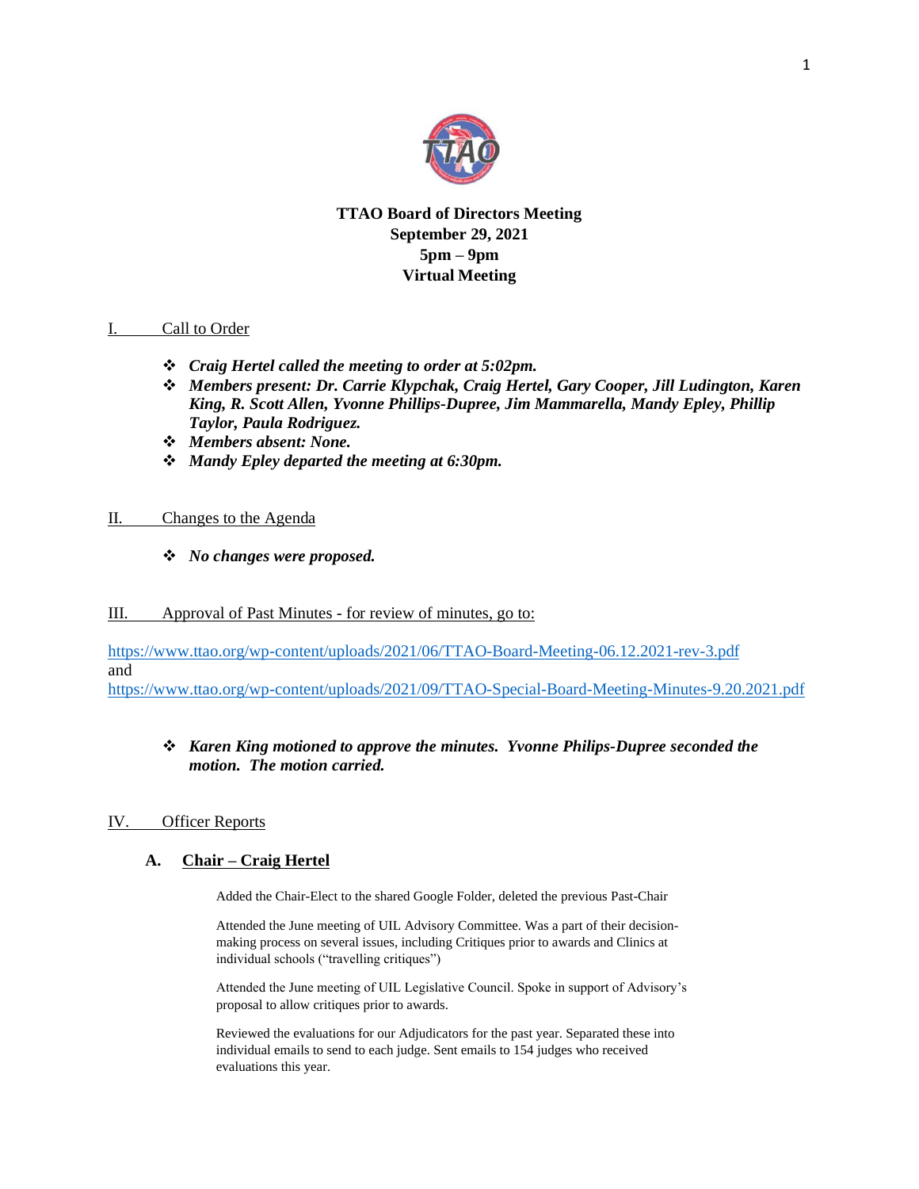# TTAO Board of Directors Meeting
## September 29, 2021
## 5pm – 9pm
## Virtual Meeting

## I. Call to Order

- ***Craig Hertel called the meeting to order at 5:02pm.***
- ***Members present: Dr. Carrie Klypchak, Craig Hertel, Gary Cooper, Jill Ludington, Karen King, R. Scott Allen, Yvonne Phillips-Dupree, Jim Mammarella, Mandy Epley, Phillip Taylor, Paula Rodriguez.***
- ***Members absent: None.***
- ***Mandy Epley departed the meeting at 6:30pm.***

## II. Changes to the Agenda

- ***No changes were proposed.***

## III. Approval of Past Minutes - for review of minutes, go to:

https://www.ttao.org/wp-content/uploads/2021/06/TTAO-Board-Meeting-06.12.2021-rev-3.pdf
and
https://www.ttao.org/wp-content/uploads/2021/09/TTAO-Special-Board-Meeting-Minutes-9.20.2021.pdf

- ***Karen King motioned to approve the minutes. Yvonne Philips-Dupree seconded the motion. The motion carried.***

## IV. Officer Reports

### A. Chair – Craig Hertel

Added the Chair-Elect to the shared Google Folder, deleted the previous Past-Chair

Attended the June meeting of UIL Advisory Committee. Was a part of their decision-making process on several issues, including Critiques prior to awards and Clinics at individual schools ("travelling critiques")

Attended the June meeting of UIL Legislative Council. Spoke in support of Advisory's proposal to allow critiques prior to awards.

Reviewed the evaluations for our Adjudicators for the past year. Separated these into individual emails to send to each judge. Sent emails to 154 judges who received evaluations this year.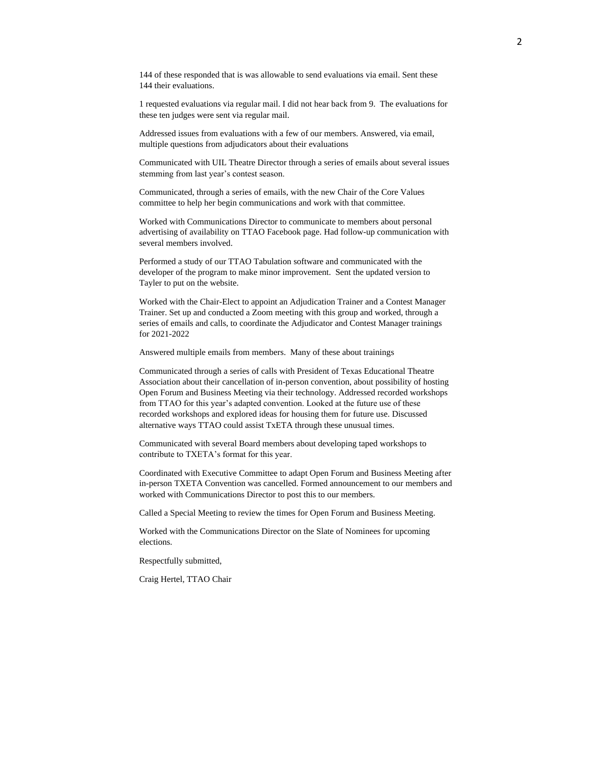144 of these responded that is was allowable to send evaluations via email. Sent these 144 their evaluations.

1 requested evaluations via regular mail. I did not hear back from 9. The evaluations for these ten judges were sent via regular mail.

Addressed issues from evaluations with a few of our members. Answered, via email, multiple questions from adjudicators about their evaluations

Communicated with UIL Theatre Director through a series of emails about several issues stemming from last year's contest season.

Communicated, through a series of emails, with the new Chair of the Core Values committee to help her begin communications and work with that committee.

Worked with Communications Director to communicate to members about personal advertising of availability on TTAO Facebook page. Had follow-up communication with several members involved.

Performed a study of our TTAO Tabulation software and communicated with the developer of the program to make minor improvement. Sent the updated version to Tayler to put on the website.

Worked with the Chair-Elect to appoint an Adjudication Trainer and a Contest Manager Trainer. Set up and conducted a Zoom meeting with this group and worked, through a series of emails and calls, to coordinate the Adjudicator and Contest Manager trainings for 2021-2022

Answered multiple emails from members. Many of these about trainings

Communicated through a series of calls with President of Texas Educational Theatre Association about their cancellation of in-person convention, about possibility of hosting Open Forum and Business Meeting via their technology. Addressed recorded workshops from TTAO for this year's adapted convention. Looked at the future use of these recorded workshops and explored ideas for housing them for future use. Discussed alternative ways TTAO could assist TxETA through these unusual times.

Communicated with several Board members about developing taped workshops to contribute to TXETA's format for this year.

Coordinated with Executive Committee to adapt Open Forum and Business Meeting after in-person TXETA Convention was cancelled. Formed announcement to our members and worked with Communications Director to post this to our members.

Called a Special Meeting to review the times for Open Forum and Business Meeting.

Worked with the Communications Director on the Slate of Nominees for upcoming elections.

Respectfully submitted,

Craig Hertel, TTAO Chair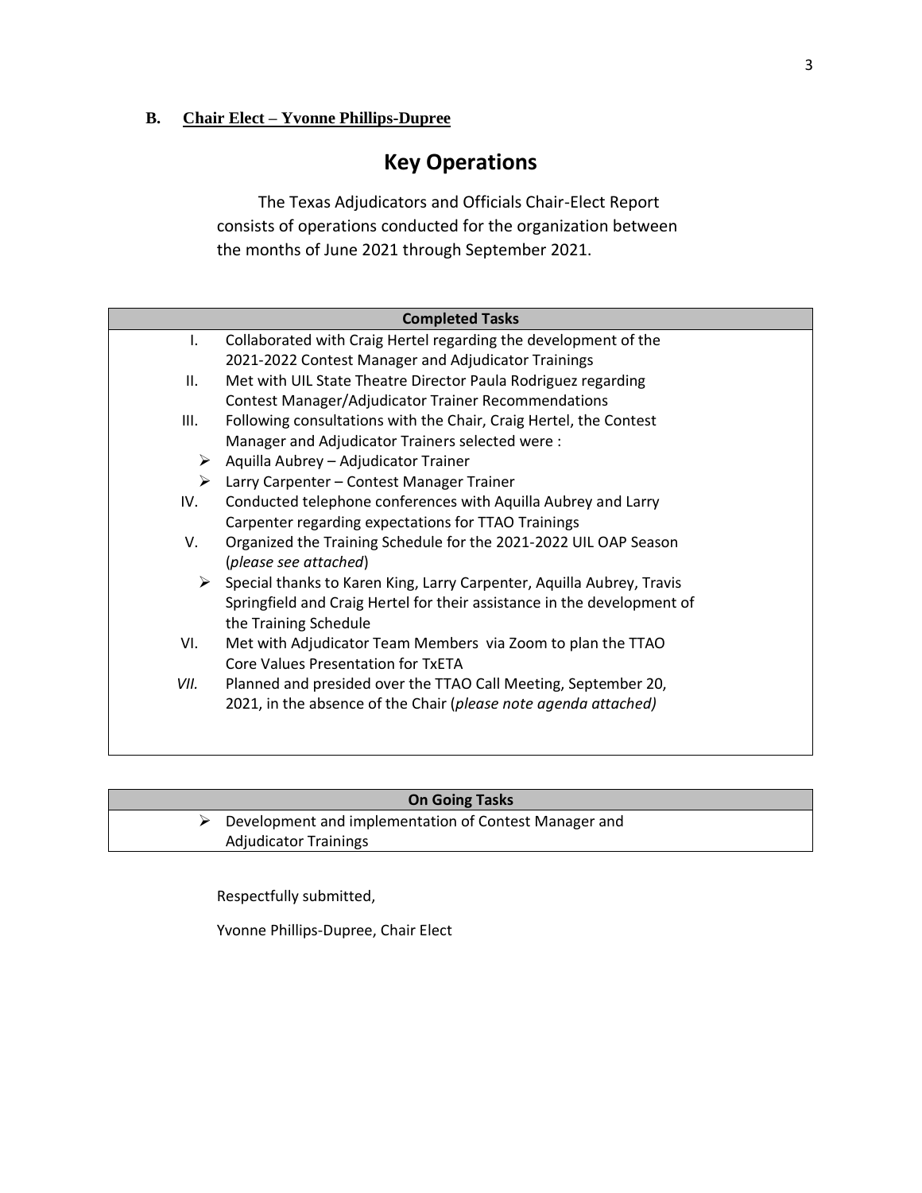**B. Chair Elect – Yvonne Phillips-Dupree**

# Key Operations

The Texas Adjudicators and Officials Chair-Elect Report consists of operations conducted for the organization between the months of June 2021 through September 2021.

| Completed Tasks |
|---|
| I. Collaborated with Craig Hertel regarding the development of the 2021-2022 Contest Manager and Adjudicator Trainings<br>II. Met with UIL State Theatre Director Paula Rodriguez regarding Contest Manager/Adjudicator Trainer Recommendations<br>III. Following consultations with the Chair, Craig Hertel, the Contest Manager and Adjudicator Trainers selected were :<br>➢ Aquilla Aubrey – Adjudicator Trainer<br>➢ Larry Carpenter – Contest Manager Trainer<br>IV. Conducted telephone conferences with Aquilla Aubrey and Larry Carpenter regarding expectations for TTAO Trainings<br>V. Organized the Training Schedule for the 2021-2022 UIL OAP Season (*please see attached*)<br>➢ Special thanks to Karen King, Larry Carpenter, Aquilla Aubrey, Travis Springfield and Craig Hertel for their assistance in the development of the Training Schedule<br>VI. Met with Adjudicator Team Members via Zoom to plan the TTAO Core Values Presentation for TxETA<br>*VII.* Planned and presided over the TTAO Call Meeting, September 20, 2021, in the absence of the Chair (*please note agenda attached)* |

| On Going Tasks |
|---|
| ➢ Development and implementation of Contest Manager and Adjudicator Trainings |

Respectfully submitted,

Yvonne Phillips-Dupree, Chair Elect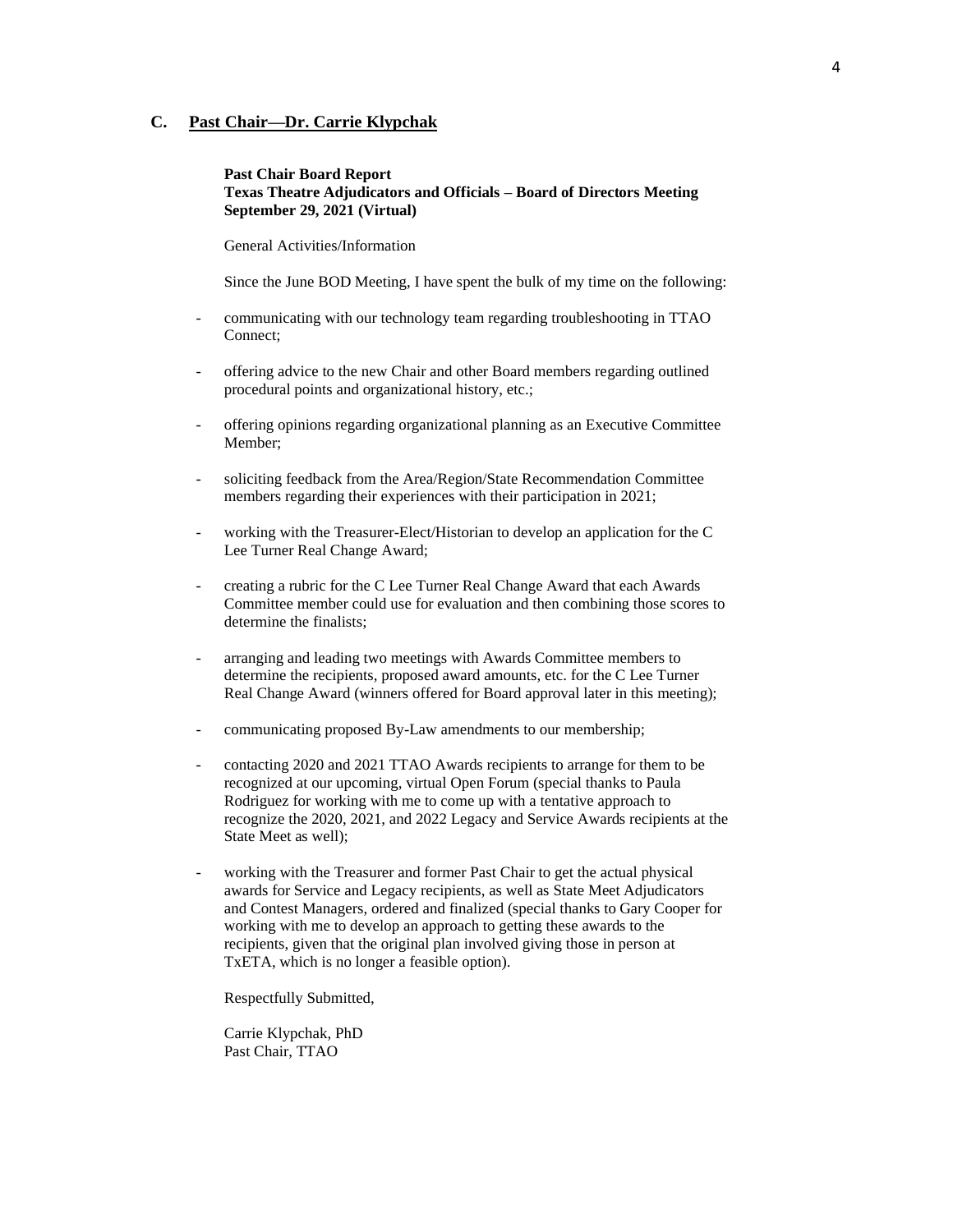## C. Past Chair—Dr. Carrie Klypchak

**Past Chair Board Report**
**Texas Theatre Adjudicators and Officials – Board of Directors Meeting**
**September 29, 2021 (Virtual)**

General Activities/Information

Since the June BOD Meeting, I have spent the bulk of my time on the following:

- communicating with our technology team regarding troubleshooting in TTAO Connect;
- offering advice to the new Chair and other Board members regarding outlined procedural points and organizational history, etc.;
- offering opinions regarding organizational planning as an Executive Committee Member;
- soliciting feedback from the Area/Region/State Recommendation Committee members regarding their experiences with their participation in 2021;
- working with the Treasurer-Elect/Historian to develop an application for the C Lee Turner Real Change Award;
- creating a rubric for the C Lee Turner Real Change Award that each Awards Committee member could use for evaluation and then combining those scores to determine the finalists;
- arranging and leading two meetings with Awards Committee members to determine the recipients, proposed award amounts, etc. for the C Lee Turner Real Change Award (winners offered for Board approval later in this meeting);
- communicating proposed By-Law amendments to our membership;
- contacting 2020 and 2021 TTAO Awards recipients to arrange for them to be recognized at our upcoming, virtual Open Forum (special thanks to Paula Rodriguez for working with me to come up with a tentative approach to recognize the 2020, 2021, and 2022 Legacy and Service Awards recipients at the State Meet as well);
- working with the Treasurer and former Past Chair to get the actual physical awards for Service and Legacy recipients, as well as State Meet Adjudicators and Contest Managers, ordered and finalized (special thanks to Gary Cooper for working with me to develop an approach to getting these awards to the recipients, given that the original plan involved giving those in person at TxETA, which is no longer a feasible option).

Respectfully Submitted,

Carrie Klypchak, PhD
Past Chair, TTAO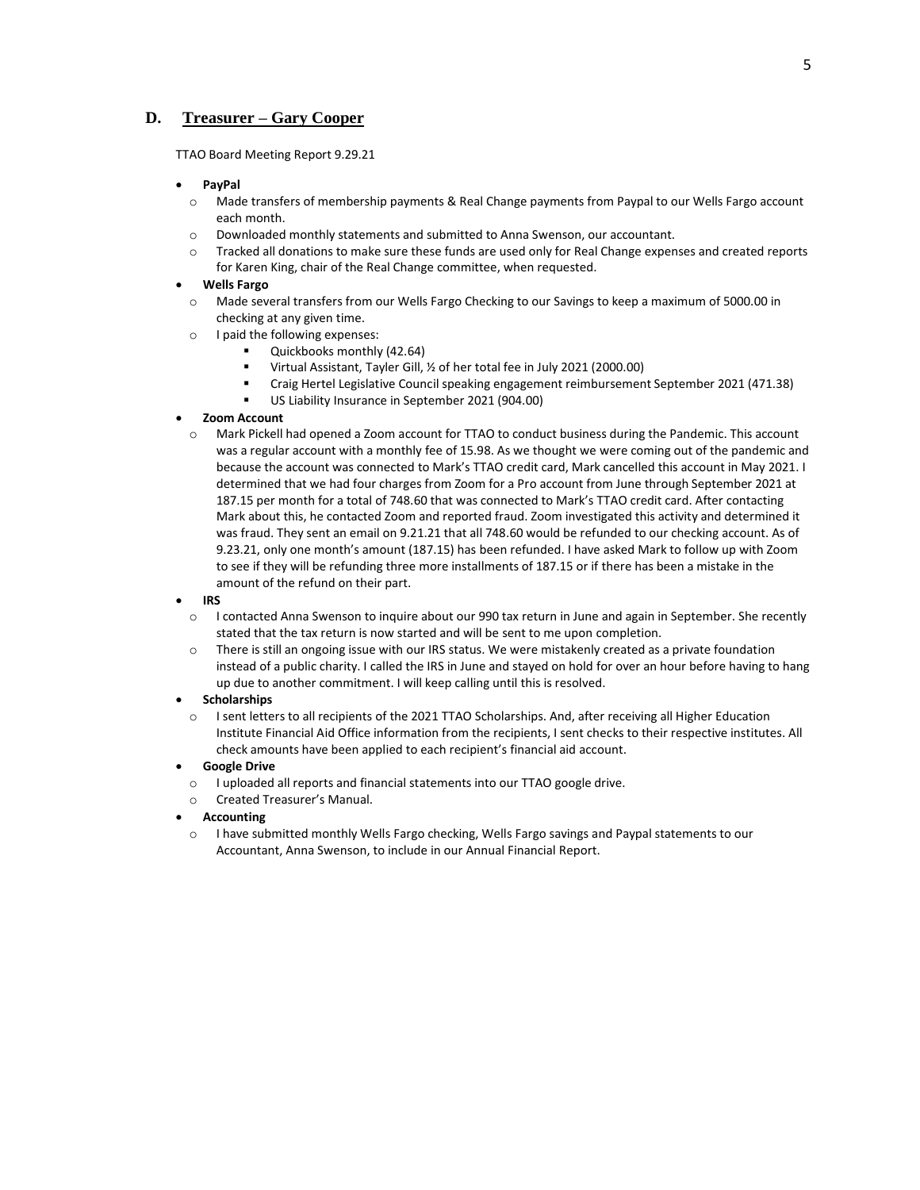## D. Treasurer – Gary Cooper

TTAO Board Meeting Report 9.29.21

- **PayPal**
  - Made transfers of membership payments & Real Change payments from Paypal to our Wells Fargo account each month.
  - Downloaded monthly statements and submitted to Anna Swenson, our accountant.
  - Tracked all donations to make sure these funds are used only for Real Change expenses and created reports for Karen King, chair of the Real Change committee, when requested.
- **Wells Fargo**
  - Made several transfers from our Wells Fargo Checking to our Savings to keep a maximum of 5000.00 in checking at any given time.
  - I paid the following expenses:
    - Quickbooks monthly (42.64)
    - Virtual Assistant, Tayler Gill, ½ of her total fee in July 2021 (2000.00)
    - Craig Hertel Legislative Council speaking engagement reimbursement September 2021 (471.38)
    - US Liability Insurance in September 2021 (904.00)
- **Zoom Account**
  - Mark Pickell had opened a Zoom account for TTAO to conduct business during the Pandemic. This account was a regular account with a monthly fee of 15.98. As we thought we were coming out of the pandemic and because the account was connected to Mark's TTAO credit card, Mark cancelled this account in May 2021. I determined that we had four charges from Zoom for a Pro account from June through September 2021 at 187.15 per month for a total of 748.60 that was connected to Mark's TTAO credit card. After contacting Mark about this, he contacted Zoom and reported fraud. Zoom investigated this activity and determined it was fraud. They sent an email on 9.21.21 that all 748.60 would be refunded to our checking account. As of 9.23.21, only one month's amount (187.15) has been refunded. I have asked Mark to follow up with Zoom to see if they will be refunding three more installments of 187.15 or if there has been a mistake in the amount of the refund on their part.
- **IRS**
  - I contacted Anna Swenson to inquire about our 990 tax return in June and again in September. She recently stated that the tax return is now started and will be sent to me upon completion.
  - There is still an ongoing issue with our IRS status. We were mistakenly created as a private foundation instead of a public charity. I called the IRS in June and stayed on hold for over an hour before having to hang up due to another commitment. I will keep calling until this is resolved.
- **Scholarships**
  - I sent letters to all recipients of the 2021 TTAO Scholarships. And, after receiving all Higher Education Institute Financial Aid Office information from the recipients, I sent checks to their respective institutes. All check amounts have been applied to each recipient's financial aid account.
- **Google Drive**
  - I uploaded all reports and financial statements into our TTAO google drive.
  - Created Treasurer's Manual.
- **Accounting**
  - I have submitted monthly Wells Fargo checking, Wells Fargo savings and Paypal statements to our Accountant, Anna Swenson, to include in our Annual Financial Report.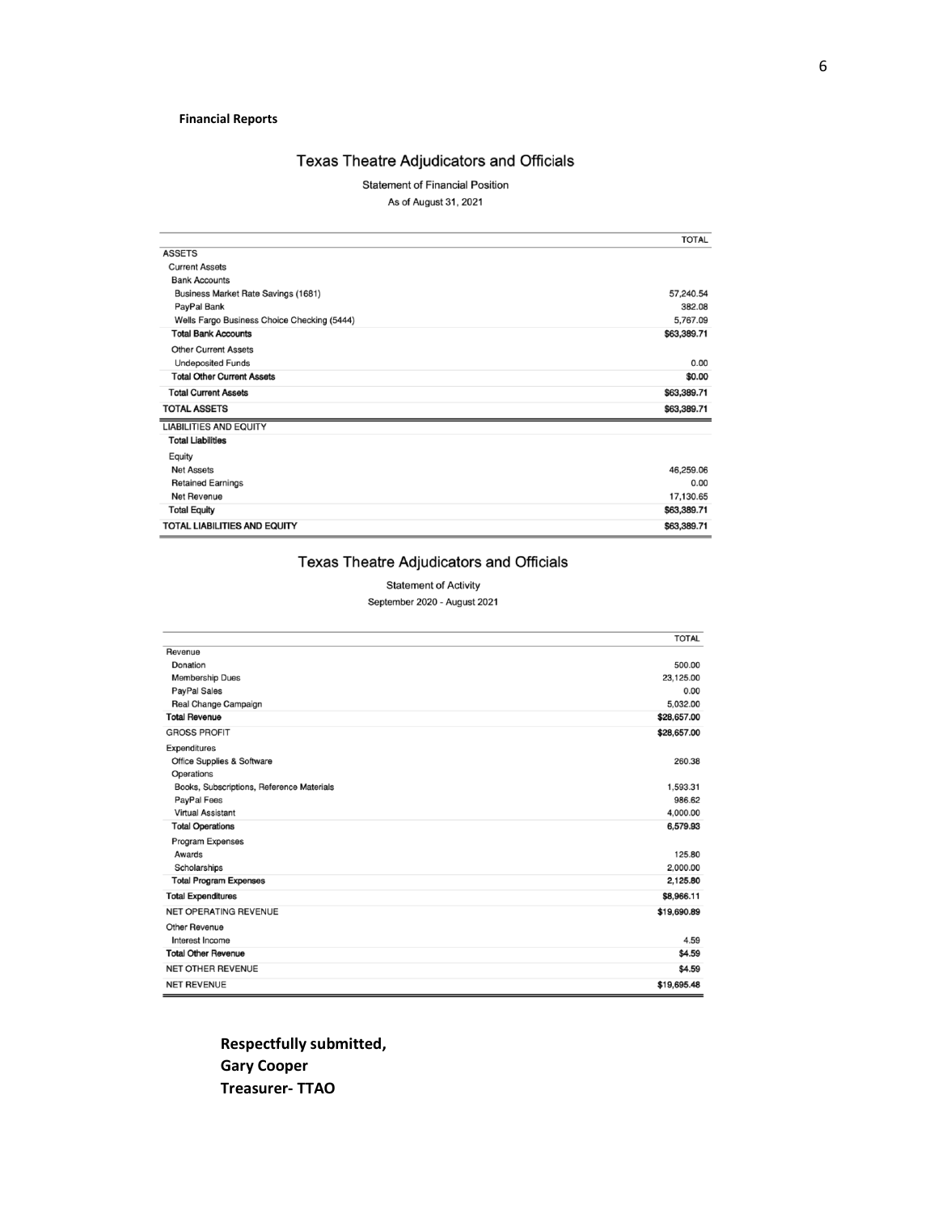**Financial Reports**

## Texas Theatre Adjudicators and Officials

Statement of Financial Position

As of August 31, 2021

| | TOTAL |
|---|---|
| ASSETS | |
| Current Assets | |
| Bank Accounts | |
| Business Market Rate Savings (1681) | 57,240.54 |
| PayPal Bank | 382.08 |
| Wells Fargo Business Choice Checking (5444) | 5,767.09 |
| **Total Bank Accounts** | **$63,389.71** |
| Other Current Assets | |
| Undeposited Funds | 0.00 |
| **Total Other Current Assets** | **$0.00** |
| **Total Current Assets** | **$63,389.71** |
| **TOTAL ASSETS** | **$63,389.71** |
| LIABILITIES AND EQUITY | |
| **Total Liabilities** | |
| Equity | |
| Net Assets | 46,259.06 |
| Retained Earnings | 0.00 |
| Net Revenue | 17,130.65 |
| **Total Equity** | **$63,389.71** |
| **TOTAL LIABILITIES AND EQUITY** | **$63,389.71** |

## Texas Theatre Adjudicators and Officials

Statement of Activity

September 2020 - August 2021

| | TOTAL |
|---|---|
| Revenue | |
| Donation | 500.00 |
| Membership Dues | 23,125.00 |
| PayPal Sales | 0.00 |
| Real Change Campaign | 5,032.00 |
| **Total Revenue** | **$28,657.00** |
| GROSS PROFIT | **$28,657.00** |
| Expenditures | |
| Office Supplies & Software | 260.38 |
| Operations | |
| Books, Subscriptions, Reference Materials | 1,593.31 |
| PayPal Fees | 986.62 |
| Virtual Assistant | 4,000.00 |
| **Total Operations** | **6,579.93** |
| Program Expenses | |
| Awards | 125.80 |
| Scholarships | 2,000.00 |
| **Total Program Expenses** | **2,125.80** |
| **Total Expenditures** | **$8,966.11** |
| NET OPERATING REVENUE | **$19,690.89** |
| Other Revenue | |
| Interest Income | 4.59 |
| **Total Other Revenue** | **$4.59** |
| NET OTHER REVENUE | **$4.59** |
| NET REVENUE | **$19,695.48** |

**Respectfully submitted,**
**Gary Cooper**
**Treasurer- TTAO**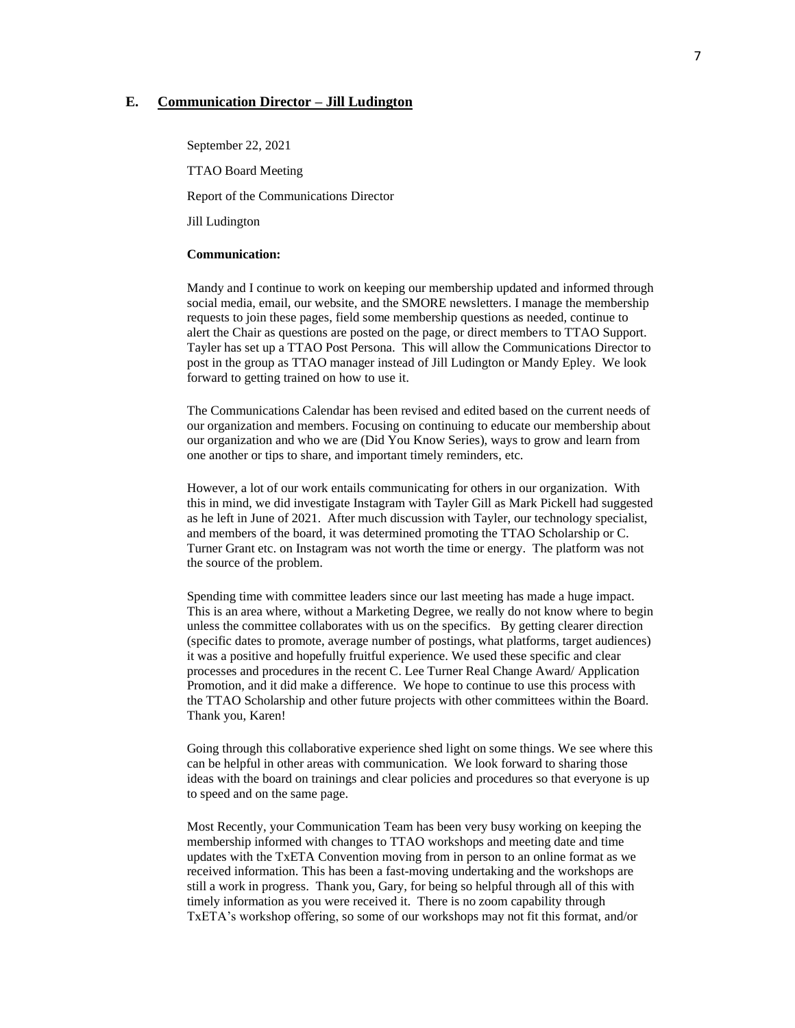## E. Communication Director – Jill Ludington

September 22, 2021

TTAO Board Meeting

Report of the Communications Director

Jill Ludington

**Communication:**

Mandy and I continue to work on keeping our membership updated and informed through social media, email, our website, and the SMORE newsletters. I manage the membership requests to join these pages, field some membership questions as needed, continue to alert the Chair as questions are posted on the page, or direct members to TTAO Support. Tayler has set up a TTAO Post Persona. This will allow the Communications Director to post in the group as TTAO manager instead of Jill Ludington or Mandy Epley. We look forward to getting trained on how to use it.

The Communications Calendar has been revised and edited based on the current needs of our organization and members. Focusing on continuing to educate our membership about our organization and who we are (Did You Know Series), ways to grow and learn from one another or tips to share, and important timely reminders, etc.

However, a lot of our work entails communicating for others in our organization. With this in mind, we did investigate Instagram with Tayler Gill as Mark Pickell had suggested as he left in June of 2021. After much discussion with Tayler, our technology specialist, and members of the board, it was determined promoting the TTAO Scholarship or C. Turner Grant etc. on Instagram was not worth the time or energy. The platform was not the source of the problem.

Spending time with committee leaders since our last meeting has made a huge impact. This is an area where, without a Marketing Degree, we really do not know where to begin unless the committee collaborates with us on the specifics. By getting clearer direction (specific dates to promote, average number of postings, what platforms, target audiences) it was a positive and hopefully fruitful experience. We used these specific and clear processes and procedures in the recent C. Lee Turner Real Change Award/ Application Promotion, and it did make a difference. We hope to continue to use this process with the TTAO Scholarship and other future projects with other committees within the Board. Thank you, Karen!

Going through this collaborative experience shed light on some things. We see where this can be helpful in other areas with communication. We look forward to sharing those ideas with the board on trainings and clear policies and procedures so that everyone is up to speed and on the same page.

Most Recently, your Communication Team has been very busy working on keeping the membership informed with changes to TTAO workshops and meeting date and time updates with the TxETA Convention moving from in person to an online format as we received information. This has been a fast-moving undertaking and the workshops are still a work in progress. Thank you, Gary, for being so helpful through all of this with timely information as you were received it. There is no zoom capability through TxETA's workshop offering, so some of our workshops may not fit this format, and/or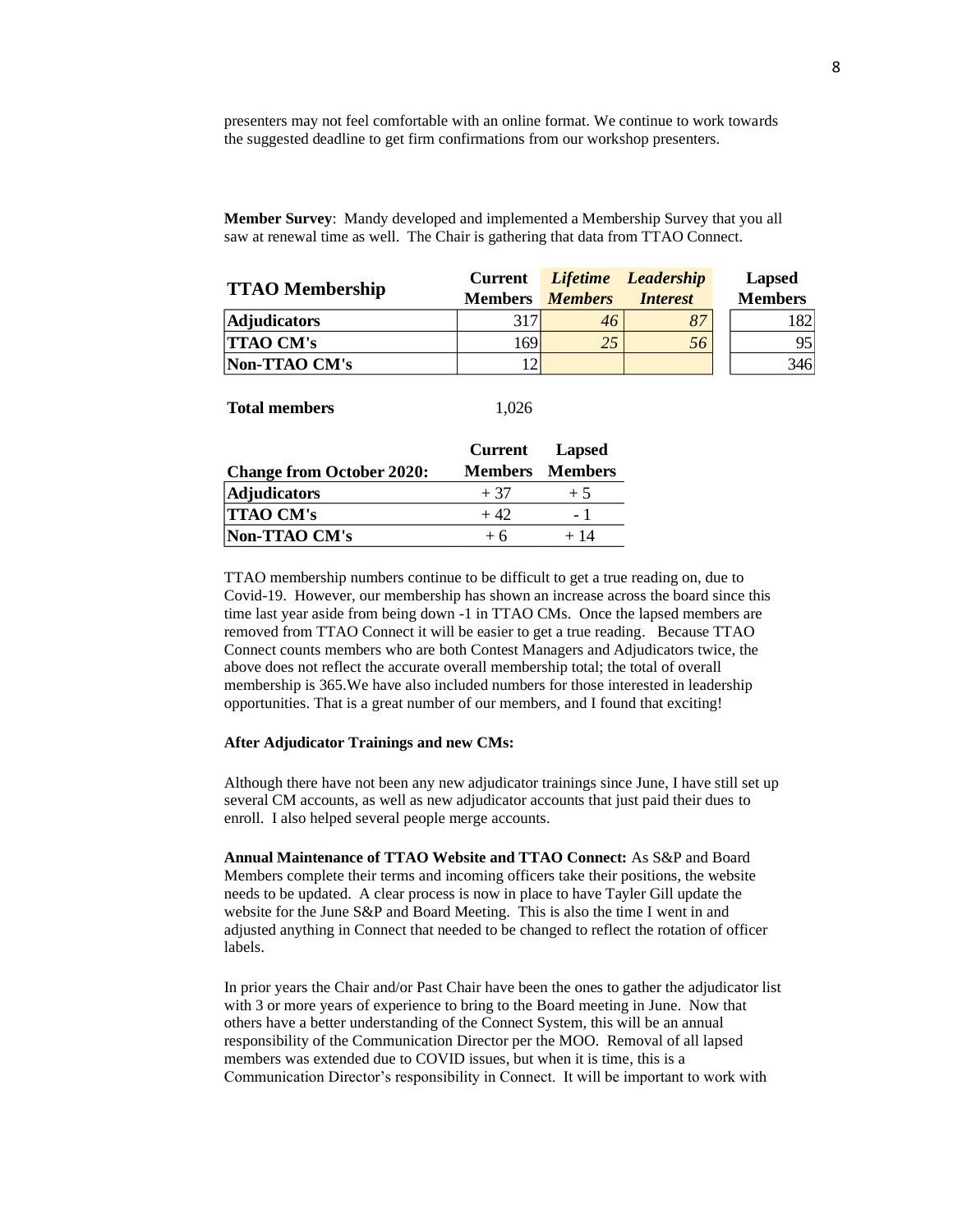presenters may not feel comfortable with an online format. We continue to work towards the suggested deadline to get firm confirmations from our workshop presenters.

**Member Survey**: Mandy developed and implemented a Membership Survey that you all saw at renewal time as well. The Chair is gathering that data from TTAO Connect.

| TTAO Membership | Current Members | *Lifetime Members* | *Leadership Interest* | Lapsed Members |
|---|---|---|---|---|
| **Adjudicators** | 317 | *46* | *87* | 182 |
| **TTAO CM's** | 169 | *25* | *56* | 95 |
| **Non-TTAO CM's** | 12 | | | 346 |

**Total members** 1,026

| Change from October 2020: | Current Members | Lapsed Members |
|---|---|---|
| **Adjudicators** | + 37 | + 5 |
| **TTAO CM's** | + 42 | - 1 |
| **Non-TTAO CM's** | + 6 | + 14 |

TTAO membership numbers continue to be difficult to get a true reading on, due to Covid-19. However, our membership has shown an increase across the board since this time last year aside from being down -1 in TTAO CMs. Once the lapsed members are removed from TTAO Connect it will be easier to get a true reading. Because TTAO Connect counts members who are both Contest Managers and Adjudicators twice, the above does not reflect the accurate overall membership total; the total of overall membership is 365.We have also included numbers for those interested in leadership opportunities. That is a great number of our members, and I found that exciting!

**After Adjudicator Trainings and new CMs:**

Although there have not been any new adjudicator trainings since June, I have still set up several CM accounts, as well as new adjudicator accounts that just paid their dues to enroll. I also helped several people merge accounts.

**Annual Maintenance of TTAO Website and TTAO Connect:** As S&P and Board Members complete their terms and incoming officers take their positions, the website needs to be updated. A clear process is now in place to have Tayler Gill update the website for the June S&P and Board Meeting. This is also the time I went in and adjusted anything in Connect that needed to be changed to reflect the rotation of officer labels.

In prior years the Chair and/or Past Chair have been the ones to gather the adjudicator list with 3 or more years of experience to bring to the Board meeting in June. Now that others have a better understanding of the Connect System, this will be an annual responsibility of the Communication Director per the MOO. Removal of all lapsed members was extended due to COVID issues, but when it is time, this is a Communication Director's responsibility in Connect. It will be important to work with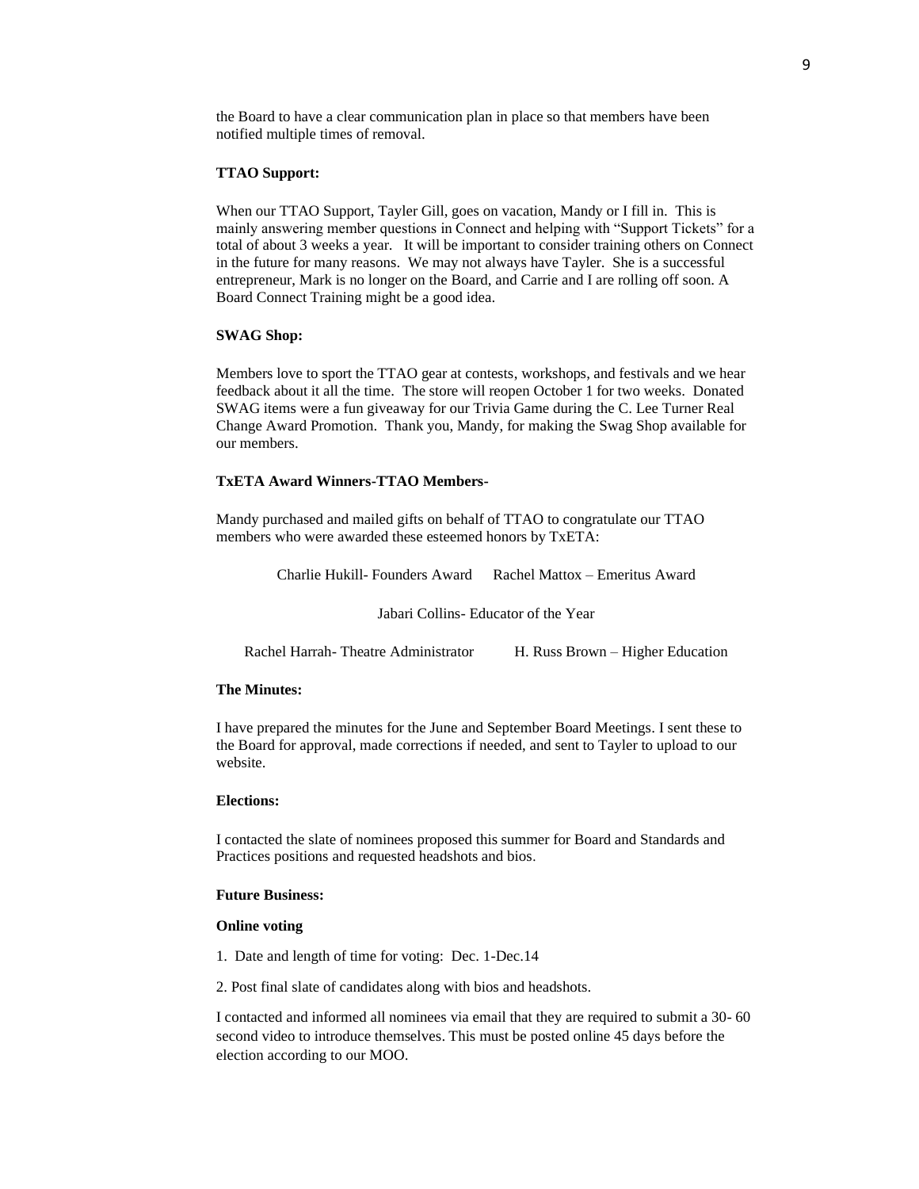the Board to have a clear communication plan in place so that members have been notified multiple times of removal.

**TTAO Support:**

When our TTAO Support, Tayler Gill, goes on vacation, Mandy or I fill in. This is mainly answering member questions in Connect and helping with "Support Tickets" for a total of about 3 weeks a year. It will be important to consider training others on Connect in the future for many reasons. We may not always have Tayler. She is a successful entrepreneur, Mark is no longer on the Board, and Carrie and I are rolling off soon. A Board Connect Training might be a good idea.

**SWAG Shop:**

Members love to sport the TTAO gear at contests, workshops, and festivals and we hear feedback about it all the time. The store will reopen October 1 for two weeks. Donated SWAG items were a fun giveaway for our Trivia Game during the C. Lee Turner Real Change Award Promotion. Thank you, Mandy, for making the Swag Shop available for our members.

**TxETA Award Winners-TTAO Members-**

Mandy purchased and mailed gifts on behalf of TTAO to congratulate our TTAO members who were awarded these esteemed honors by TxETA:

Charlie Hukill- Founders Award     Rachel Mattox – Emeritus Award

Jabari Collins- Educator of the Year

Rachel Harrah- Theatre Administrator     H. Russ Brown – Higher Education

**The Minutes:**

I have prepared the minutes for the June and September Board Meetings. I sent these to the Board for approval, made corrections if needed, and sent to Tayler to upload to our website.

**Elections:**

I contacted the slate of nominees proposed this summer for Board and Standards and Practices positions and requested headshots and bios.

**Future Business:**

**Online voting**

1. Date and length of time for voting: Dec. 1-Dec.14

2. Post final slate of candidates along with bios and headshots.

I contacted and informed all nominees via email that they are required to submit a 30- 60 second video to introduce themselves. This must be posted online 45 days before the election according to our MOO.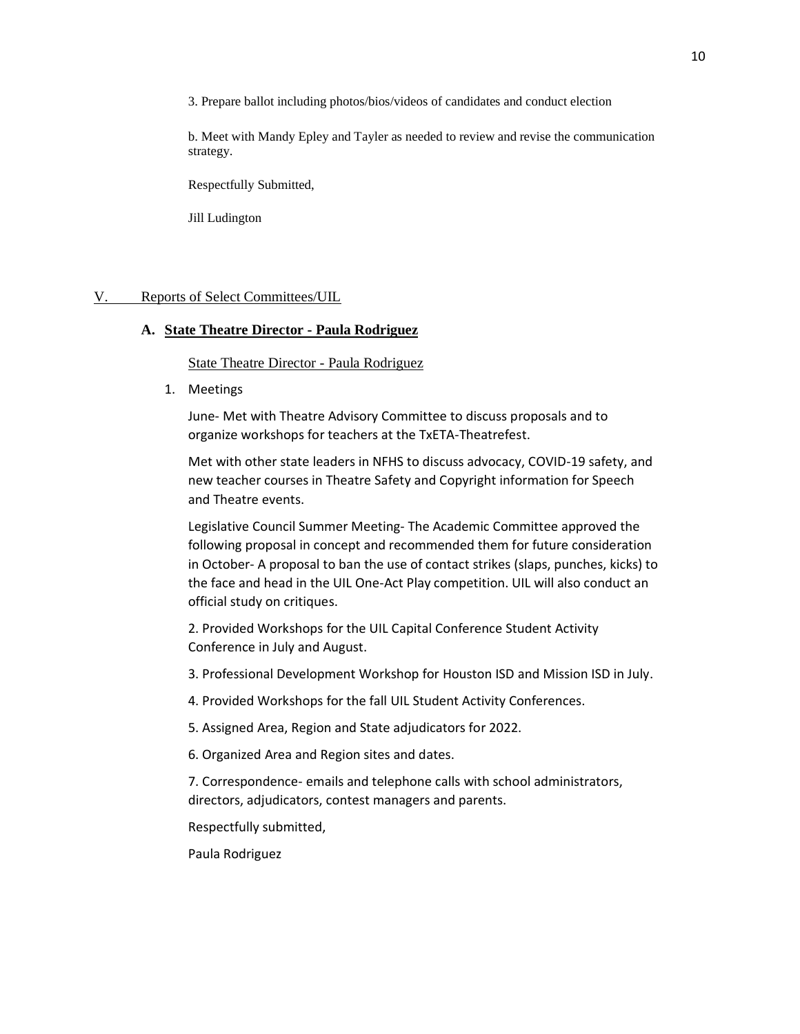3. Prepare ballot including photos/bios/videos of candidates and conduct election

b. Meet with Mandy Epley and Tayler as needed to review and revise the communication strategy.

Respectfully Submitted,

Jill Ludington

## V. Reports of Select Committees/UIL

### A. State Theatre Director - Paula Rodriguez

State Theatre Director - Paula Rodriguez

1. Meetings

   June- Met with Theatre Advisory Committee to discuss proposals and to organize workshops for teachers at the TxETA-Theatrefest.

   Met with other state leaders in NFHS to discuss advocacy, COVID-19 safety, and new teacher courses in Theatre Safety and Copyright information for Speech and Theatre events.

   Legislative Council Summer Meeting- The Academic Committee approved the following proposal in concept and recommended them for future consideration in October- A proposal to ban the use of contact strikes (slaps, punches, kicks) to the face and head in the UIL One-Act Play competition. UIL will also conduct an official study on critiques.

2. Provided Workshops for the UIL Capital Conference Student Activity Conference in July and August.

3. Professional Development Workshop for Houston ISD and Mission ISD in July.

4. Provided Workshops for the fall UIL Student Activity Conferences.

5. Assigned Area, Region and State adjudicators for 2022.

6. Organized Area and Region sites and dates.

7. Correspondence- emails and telephone calls with school administrators, directors, adjudicators, contest managers and parents.

Respectfully submitted,

Paula Rodriguez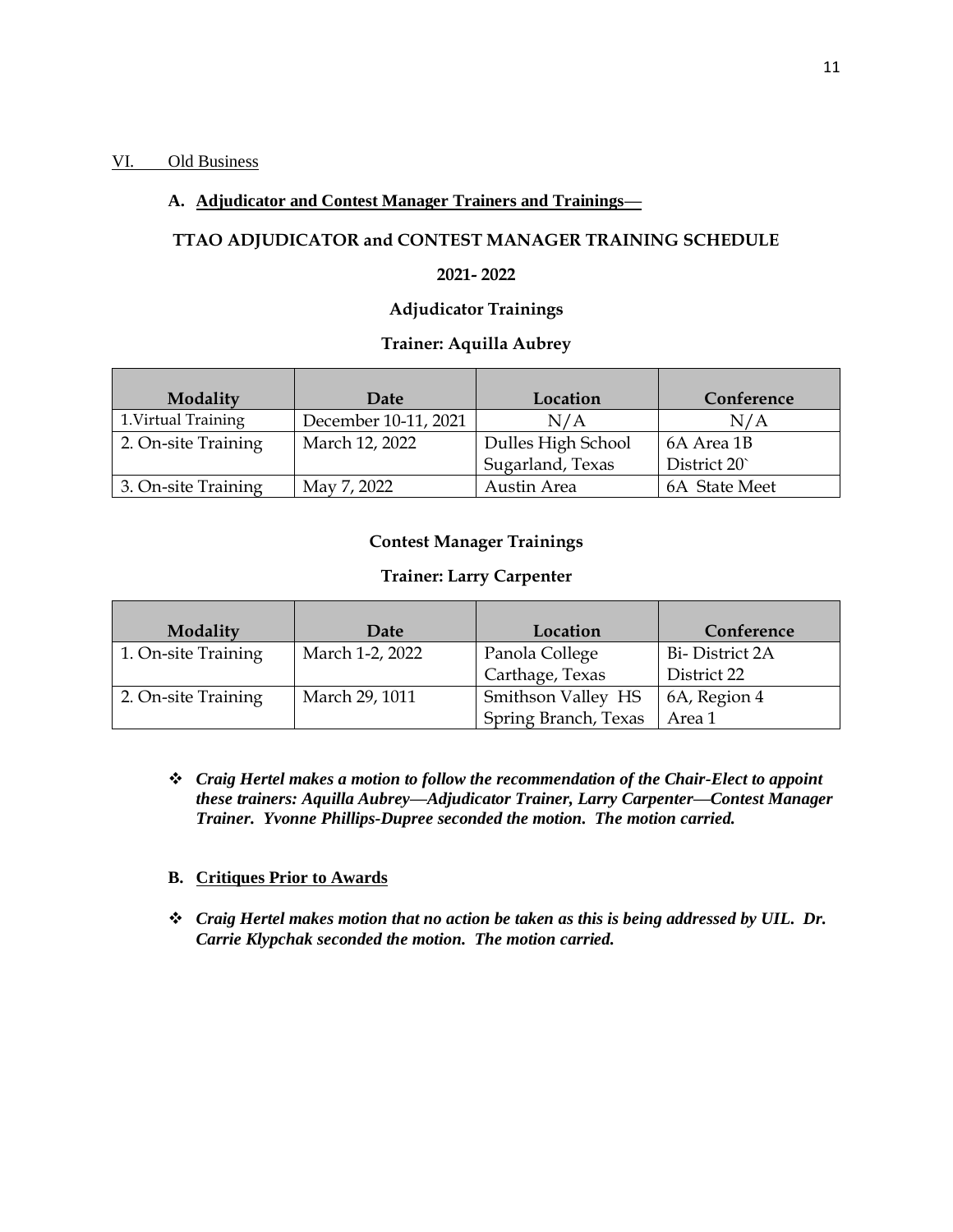VI. Old Business

**A. Adjudicator and Contest Manager Trainers and Trainings—**

**TTAO ADJUDICATOR and CONTEST MANAGER TRAINING SCHEDULE**

**2021- 2022**

**Adjudicator Trainings**

**Trainer: Aquilla Aubrey**

| Modality | Date | Location | Conference |
|---|---|---|---|
| 1.Virtual Training | December 10-11, 2021 | N/A | N/A |
| 2. On-site Training | March 12, 2022 | Dulles High School<br>Sugarland, Texas | 6A Area 1B<br>District 20` |
| 3. On-site Training | May 7, 2022 | Austin Area | 6A State Meet |

**Contest Manager Trainings**

**Trainer: Larry Carpenter**

| Modality | Date | Location | Conference |
|---|---|---|---|
| 1. On-site Training | March 1-2, 2022 | Panola College<br>Carthage, Texas | Bi- District 2A<br>District 22 |
| 2. On-site Training | March 29, 1011 | Smithson Valley HS<br>Spring Branch, Texas | 6A, Region 4<br>Area 1 |

- ***Craig Hertel makes a motion to follow the recommendation of the Chair-Elect to appoint these trainers: Aquilla Aubrey—Adjudicator Trainer, Larry Carpenter—Contest Manager Trainer. Yvonne Phillips-Dupree seconded the motion. The motion carried.***

**B. Critiques Prior to Awards**

- ***Craig Hertel makes motion that no action be taken as this is being addressed by UIL. Dr. Carrie Klypchak seconded the motion. The motion carried.***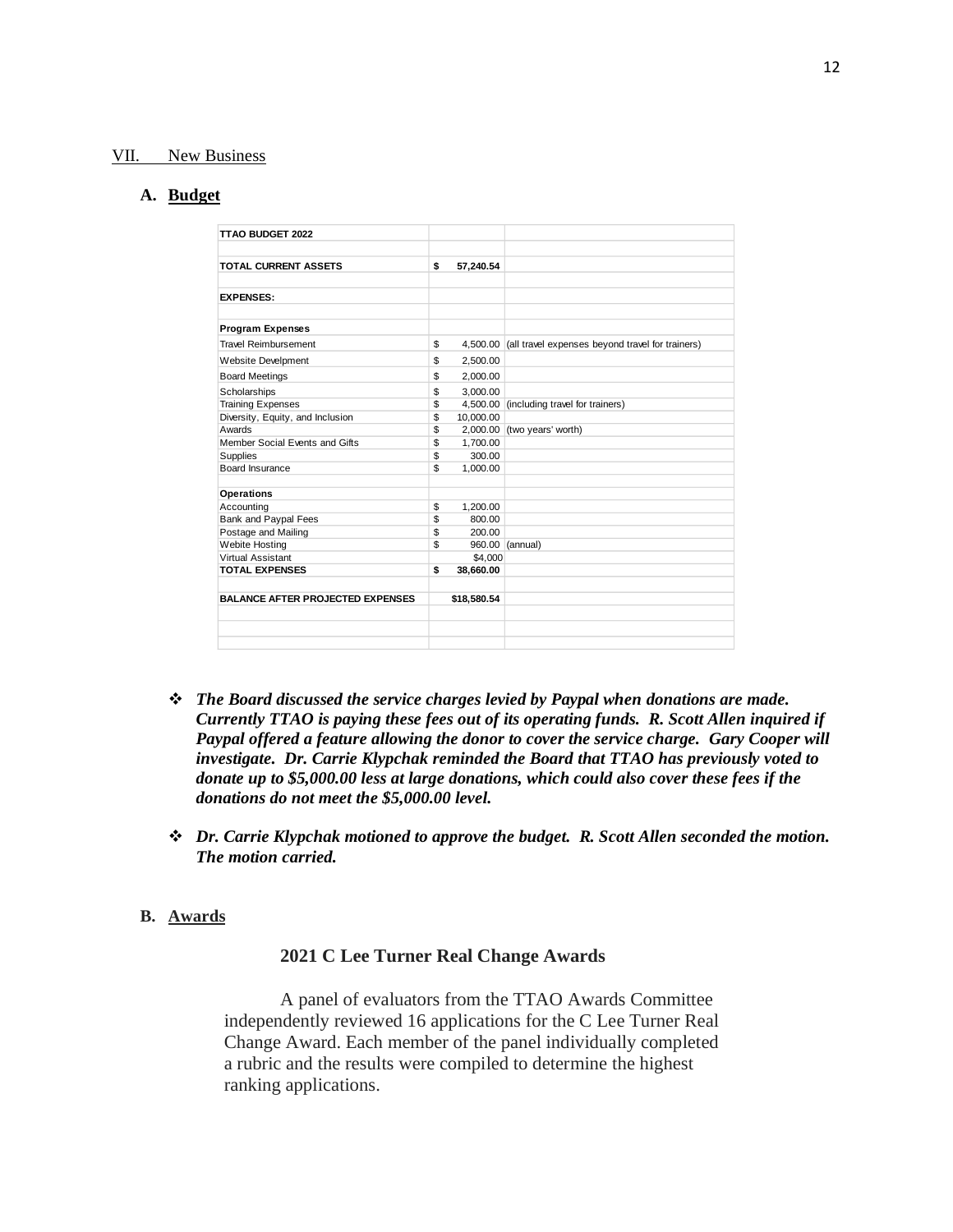## VII. New Business

### A. Budget

| TTAO BUDGET 2022 | | |
|---|---|---|
| | | |
| **TOTAL CURRENT ASSETS** | **$ 57,240.54** | |
| | | |
| **EXPENSES:** | | |
| | | |
| **Program Expenses** | | |
| Travel Reimbursement | $ 4,500.00 | (all travel expenses beyond travel for trainers) |
| Website Develpment | $ 2,500.00 | |
| Board Meetings | $ 2,000.00 | |
| Scholarships | $ 3,000.00 | |
| Training Expenses | $ 4,500.00 | (including travel for trainers) |
| Diversity, Equity, and Inclusion | $ 10,000.00 | |
| Awards | $ 2,000.00 | (two years' worth) |
| Member Social Events and Gifts | $ 1,700.00 | |
| Supplies | $ 300.00 | |
| Board Insurance | $ 1,000.00 | |
| | | |
| **Operations** | | |
| Accounting | $ 1,200.00 | |
| Bank and Paypal Fees | $ 800.00 | |
| Postage and Mailing | $ 200.00 | |
| Webite Hosting | $ 960.00 | (annual) |
| Virtual Assistant | $4,000 | |
| **TOTAL EXPENSES** | **$ 38,660.00** | |
| | | |
| **BALANCE AFTER PROJECTED EXPENSES** | **$18,580.54** | |

- ***The Board discussed the service charges levied by Paypal when donations are made. Currently TTAO is paying these fees out of its operating funds. R. Scott Allen inquired if Paypal offered a feature allowing the donor to cover the service charge. Gary Cooper will investigate. Dr. Carrie Klypchak reminded the Board that TTAO has previously voted to donate up to $5,000.00 less at large donations, which could also cover these fees if the donations do not meet the $5,000.00 level.***

- ***Dr. Carrie Klypchak motioned to approve the budget. R. Scott Allen seconded the motion. The motion carried.***

### B. Awards

**2021 C Lee Turner Real Change Awards**

A panel of evaluators from the TTAO Awards Committee independently reviewed 16 applications for the C Lee Turner Real Change Award. Each member of the panel individually completed a rubric and the results were compiled to determine the highest ranking applications.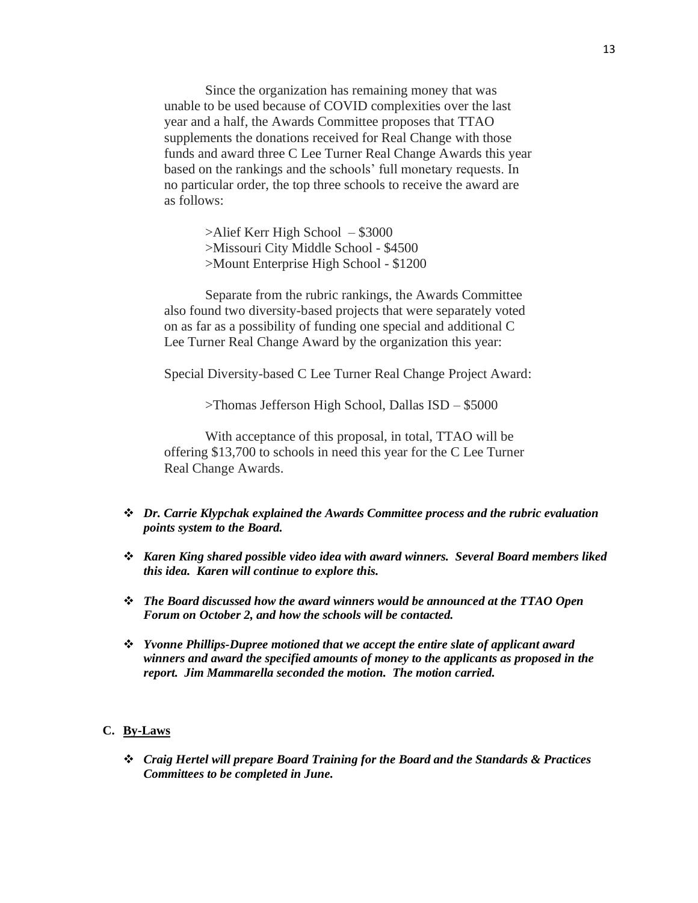Since the organization has remaining money that was unable to be used because of COVID complexities over the last year and a half, the Awards Committee proposes that TTAO supplements the donations received for Real Change with those funds and award three C Lee Turner Real Change Awards this year based on the rankings and the schools' full monetary requests. In no particular order, the top three schools to receive the award are as follows:

>Alief Kerr High School – $3000
>Missouri City Middle School - $4500
>Mount Enterprise High School - $1200

Separate from the rubric rankings, the Awards Committee also found two diversity-based projects that were separately voted on as far as a possibility of funding one special and additional C Lee Turner Real Change Award by the organization this year:

Special Diversity-based C Lee Turner Real Change Project Award:

>Thomas Jefferson High School, Dallas ISD – $5000

With acceptance of this proposal, in total, TTAO will be offering $13,700 to schools in need this year for the C Lee Turner Real Change Awards.

- ***Dr. Carrie Klypchak explained the Awards Committee process and the rubric evaluation points system to the Board.***
- ***Karen King shared possible video idea with award winners. Several Board members liked this idea. Karen will continue to explore this.***
- ***The Board discussed how the award winners would be announced at the TTAO Open Forum on October 2, and how the schools will be contacted.***
- ***Yvonne Phillips-Dupree motioned that we accept the entire slate of applicant award winners and award the specified amounts of money to the applicants as proposed in the report. Jim Mammarella seconded the motion. The motion carried.***

**C. By-Laws**

- ***Craig Hertel will prepare Board Training for the Board and the Standards & Practices Committees to be completed in June.***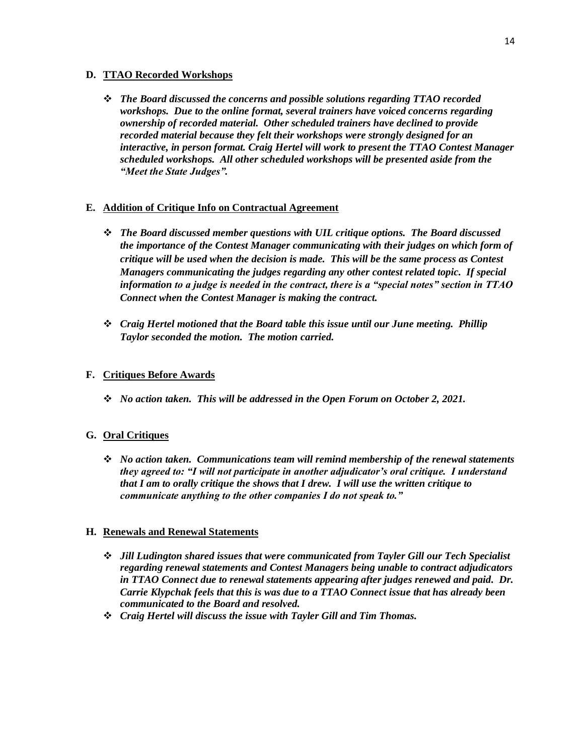**D. <u>TTAO Recorded Workshops</u>**

- ***The Board discussed the concerns and possible solutions regarding TTAO recorded workshops. Due to the online format, several trainers have voiced concerns regarding ownership of recorded material. Other scheduled trainers have declined to provide recorded material because they felt their workshops were strongly designed for an interactive, in person format. Craig Hertel will work to present the TTAO Contest Manager scheduled workshops. All other scheduled workshops will be presented aside from the "Meet the State Judges".***

**E. <u>Addition of Critique Info on Contractual Agreement</u>**

- ***The Board discussed member questions with UIL critique options. The Board discussed the importance of the Contest Manager communicating with their judges on which form of critique will be used when the decision is made. This will be the same process as Contest Managers communicating the judges regarding any other contest related topic. If special information to a judge is needed in the contract, there is a "special notes" section in TTAO Connect when the Contest Manager is making the contract.***

- ***Craig Hertel motioned that the Board table this issue until our June meeting. Phillip Taylor seconded the motion. The motion carried.***

**F. <u>Critiques Before Awards</u>**

- ***No action taken. This will be addressed in the Open Forum on October 2, 2021.***

**G. <u>Oral Critiques</u>**

- ***No action taken. Communications team will remind membership of the renewal statements they agreed to: "I will not participate in another adjudicator's oral critique. I understand that I am to orally critique the shows that I drew. I will use the written critique to communicate anything to the other companies I do not speak to."***

**H. <u>Renewals and Renewal Statements</u>**

- ***Jill Ludington shared issues that were communicated from Tayler Gill our Tech Specialist regarding renewal statements and Contest Managers being unable to contract adjudicators in TTAO Connect due to renewal statements appearing after judges renewed and paid. Dr. Carrie Klypchak feels that this is was due to a TTAO Connect issue that has already been communicated to the Board and resolved.***
- ***Craig Hertel will discuss the issue with Tayler Gill and Tim Thomas.***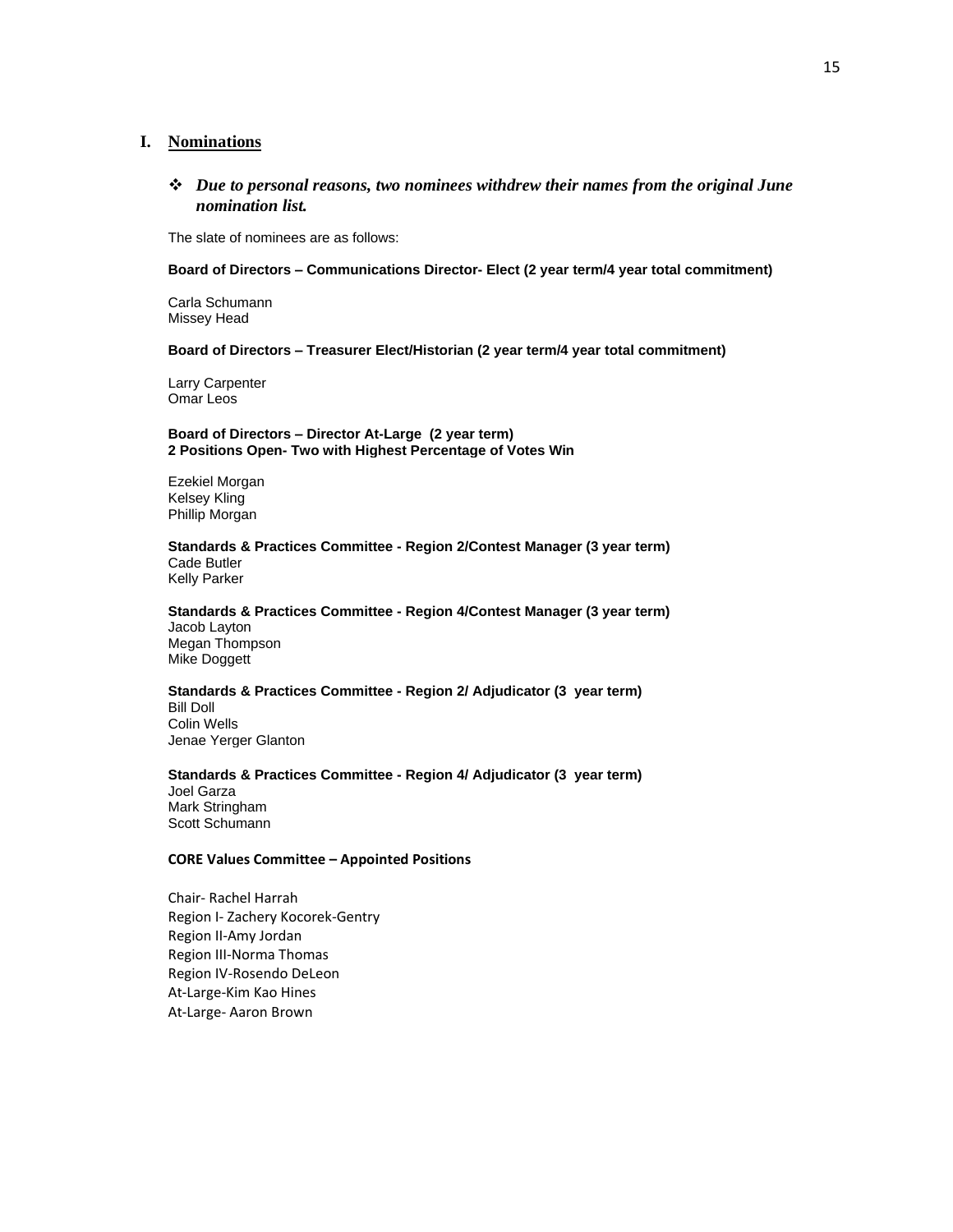## I. Nominations

- ***Due to personal reasons, two nominees withdrew their names from the original June nomination list.***

The slate of nominees are as follows:

**Board of Directors – Communications Director- Elect (2 year term/4 year total commitment)**

Carla Schumann
Missey Head

**Board of Directors – Treasurer Elect/Historian (2 year term/4 year total commitment)**

Larry Carpenter
Omar Leos

**Board of Directors – Director At-Large (2 year term)**
**2 Positions Open- Two with Highest Percentage of Votes Win**

Ezekiel Morgan
Kelsey Kling
Phillip Morgan

**Standards & Practices Committee - Region 2/Contest Manager (3 year term)**
Cade Butler
Kelly Parker

**Standards & Practices Committee - Region 4/Contest Manager (3 year term)**
Jacob Layton
Megan Thompson
Mike Doggett

**Standards & Practices Committee - Region 2/ Adjudicator (3 year term)**
Bill Doll
Colin Wells
Jenae Yerger Glanton

**Standards & Practices Committee - Region 4/ Adjudicator (3 year term)**
Joel Garza
Mark Stringham
Scott Schumann

**CORE Values Committee – Appointed Positions**

Chair- Rachel Harrah
Region I- Zachery Kocorek-Gentry
Region II-Amy Jordan
Region III-Norma Thomas
Region IV-Rosendo DeLeon
At-Large-Kim Kao Hines
At-Large- Aaron Brown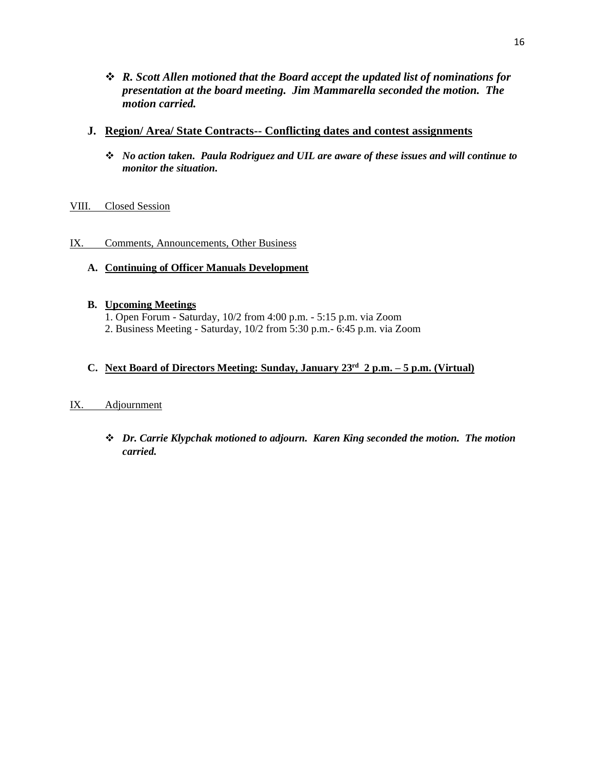- ***R. Scott Allen motioned that the Board accept the updated list of nominations for presentation at the board meeting. Jim Mammarella seconded the motion. The motion carried.***

**J. Region/ Area/ State Contracts-- Conflicting dates and contest assignments**

- ***No action taken. Paula Rodriguez and UIL are aware of these issues and will continue to monitor the situation.***

VIII. Closed Session

IX. Comments, Announcements, Other Business

**A. Continuing of Officer Manuals Development**

**B. Upcoming Meetings**

1. Open Forum - Saturday, 10/2 from 4:00 p.m. - 5:15 p.m. via Zoom
2. Business Meeting - Saturday, 10/2 from 5:30 p.m.- 6:45 p.m. via Zoom

**C. Next Board of Directors Meeting: Sunday, January 23rd 2 p.m. – 5 p.m. (Virtual)**

IX. Adjournment

- ***Dr. Carrie Klypchak motioned to adjourn. Karen King seconded the motion. The motion carried.***